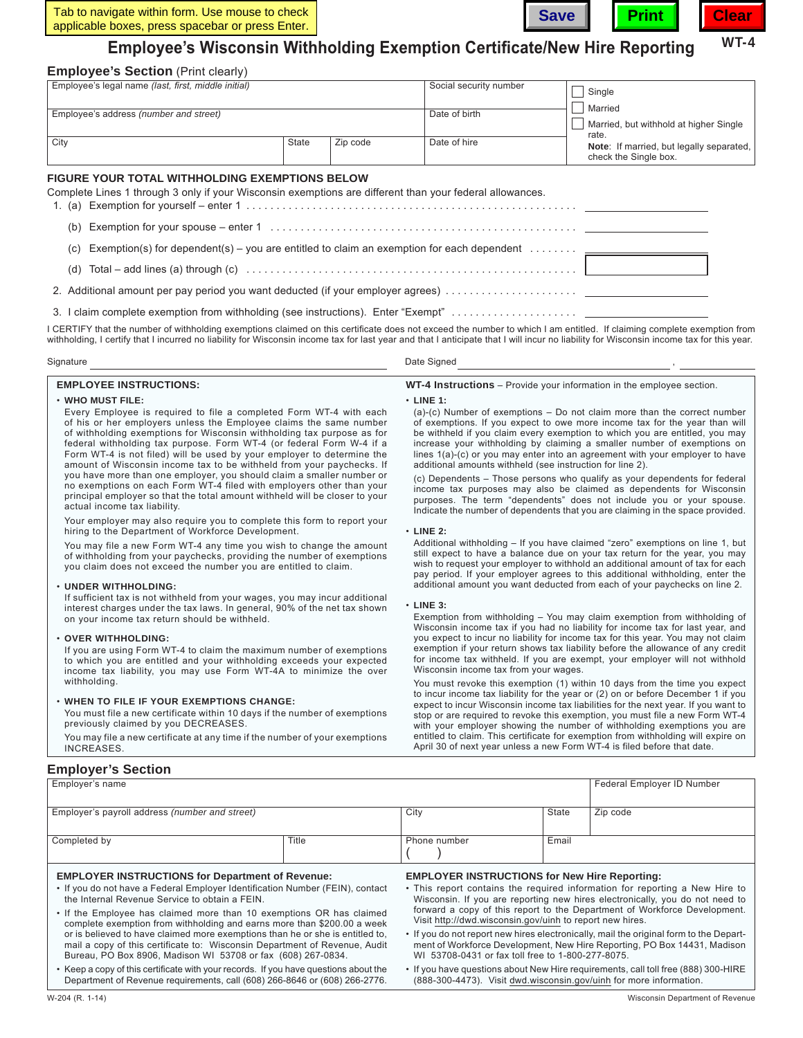Tab to navigate within form. Use mouse to check applicable boxes, press spacebar or press Enter.

Save | Print | Clear

WT-4

# Employee's Wisconsin Withholding Exemption Certificate/New Hire Reporting

## Employee's Section (Print clearly)

| Employee's legal name *(last, first, middle initial)* | | | Social security number | ☐ Single |
|---|---|---|---|---|
| Employee's address *(number and street)* | | | Date of birth | ☐ Married |
| City | State | Zip code | Date of hire | ☐ Married, but withhold at higher Single rate. **Note**: If married, but legally separated, check the Single box. |

### FIGURE YOUR TOTAL WITHHOLDING EXEMPTIONS BELOW

Complete Lines 1 through 3 only if your Wisconsin exemptions are different than your federal allowances.

1. (a) Exemption for yourself – enter 1 . . . . . . . . . . . . . . . . . . . . ________

   (b) Exemption for your spouse – enter 1 . . . . . . . . . . . . . . . . . . . . ________

   (c) Exemption(s) for dependent(s) – you are entitled to claim an exemption for each dependent . . . . . . . . ________

   (d) Total – add lines (a) through (c) . . . . . . . . . . . . . . . . . . . . ________

2. Additional amount per pay period you want deducted (if your employer agrees) . . . . . . . . . . . . . . . . ________

3. I claim complete exemption from withholding (see instructions). Enter "Exempt" . . . . . . . . . . . . . . . . ________

I CERTIFY that the number of withholding exemptions claimed on this certificate does not exceed the number to which I am entitled. If claiming complete exemption from withholding, I certify that I incurred no liability for Wisconsin income tax for last year and that I anticipate that I will incur no liability for Wisconsin income tax for this year.

Signature ______________________________ Date Signed ______________________________ , ________

### EMPLOYEE INSTRUCTIONS:

- **WHO MUST FILE:**
  Every Employee is required to file a completed Form WT-4 with each of his or her employers unless the Employee claims the same number of withholding exemptions for Wisconsin withholding tax purpose as for federal withholding tax purpose. Form WT-4 (or federal Form W-4 if a Form WT-4 is not filed) will be used by your employer to determine the amount of Wisconsin income tax to be withheld from your paychecks. If you have more than one employer, you should claim a smaller number or no exemptions on each Form WT-4 filed with employers other than your principal employer so that the total amount withheld will be closer to your actual income tax liability.

  Your employer may also require you to complete this form to report your hiring to the Department of Workforce Development.

  You may file a new Form WT-4 any time you wish to change the amount of withholding from your paychecks, providing the number of exemptions you claim does not exceed the number you are entitled to claim.

- **UNDER WITHHOLDING:**
  If sufficient tax is not withheld from your wages, you may incur additional interest charges under the tax laws. In general, 90% of the net tax shown on your income tax return should be withheld.

- **OVER WITHHOLDING:**
  If you are using Form WT-4 to claim the maximum number of exemptions to which you are entitled and your withholding exceeds your expected income tax liability, you may use Form WT-4A to minimize the over withholding.

- **WHEN TO FILE IF YOUR EXEMPTIONS CHANGE:**
  You must file a new certificate within 10 days if the number of exemptions previously claimed by you DECREASES.

  You may file a new certificate at any time if the number of your exemptions INCREASES.

**WT-4 Instructions** – Provide your information in the employee section.

- **LINE 1:**
  (a)-(c) Number of exemptions – Do not claim more than the correct number of exemptions. If you expect to owe more income tax for the year than will be withheld if you claim every exemption to which you are entitled, you may increase your withholding by claiming a smaller number of exemptions on lines 1(a)-(c) or you may enter into an agreement with your employer to have additional amounts withheld (see instruction for line 2).

  (c) Dependents – Those persons who qualify as your dependents for federal income tax purposes may also be claimed as dependents for Wisconsin purposes. The term "dependents" does not include you or your spouse. Indicate the number of dependents that you are claiming in the space provided.

- **LINE 2:**
  Additional withholding – If you have claimed "zero" exemptions on line 1, but still expect to have a balance due on your tax return for the year, you may wish to request your employer to withhold an additional amount of tax for each pay period. If your employer agrees to this additional withholding, enter the additional amount you want deducted from each of your paychecks on line 2.

- **LINE 3:**
  Exemption from withholding – You may claim exemption from withholding of Wisconsin income tax if you had no liability for income tax for last year, and you expect to incur no liability for income tax for this year. You may not claim exemption if your return shows tax liability before the allowance of any credit for income tax withheld. If you are exempt, your employer will not withhold Wisconsin income tax from your wages.

  You must revoke this exemption (1) within 10 days from the time you expect to incur income tax liability for the year or (2) on or before December 1 if you expect to incur Wisconsin income tax liabilities for the next year. If you want to stop or are required to revoke this exemption, you must file a new Form WT-4 with your employer showing the number of withholding exemptions you are entitled to claim. This certificate for exemption from withholding will expire on April 30 of next year unless a new Form WT-4 is filed before that date.

## Employer's Section

| Employer's name | | | | Federal Employer ID Number |
|---|---|---|---|---|
| Employer's payroll address *(number and street)* | | City | State | Zip code |
| Completed by | Title | Phone number ( ) | Email | |

### EMPLOYER INSTRUCTIONS for Department of Revenue:

- If you do not have a Federal Employer Identification Number (FEIN), contact the Internal Revenue Service to obtain a FEIN.
- If the Employee has claimed more than 10 exemptions OR has claimed complete exemption from withholding and earns more than $200.00 a week or is believed to have claimed more exemptions than he or she is entitled to, mail a copy of this certificate to: Wisconsin Department of Revenue, Audit Bureau, PO Box 8906, Madison WI 53708 or fax (608) 267-0834.
- Keep a copy of this certificate with your records. If you have questions about the Department of Revenue requirements, call (608) 266-8646 or (608) 266-2776.

### EMPLOYER INSTRUCTIONS for New Hire Reporting:

- This report contains the required information for reporting a New Hire to Wisconsin. If you are reporting new hires electronically, you do not need to forward a copy of this report to the Department of Workforce Development. Visit http://dwd.wisconsin.gov/uinh to report new hires.
- If you do not report new hires electronically, mail the original form to the Department of Workforce Development, New Hire Reporting, PO Box 14431, Madison WI 53708-0431 or fax toll free to 1-800-277-8075.
- If you have questions about New Hire requirements, call toll free (888) 300-HIRE (888-300-4473). Visit dwd.wisconsin.gov/uinh for more information.

W-204 (R. 1-14) Wisconsin Department of Revenue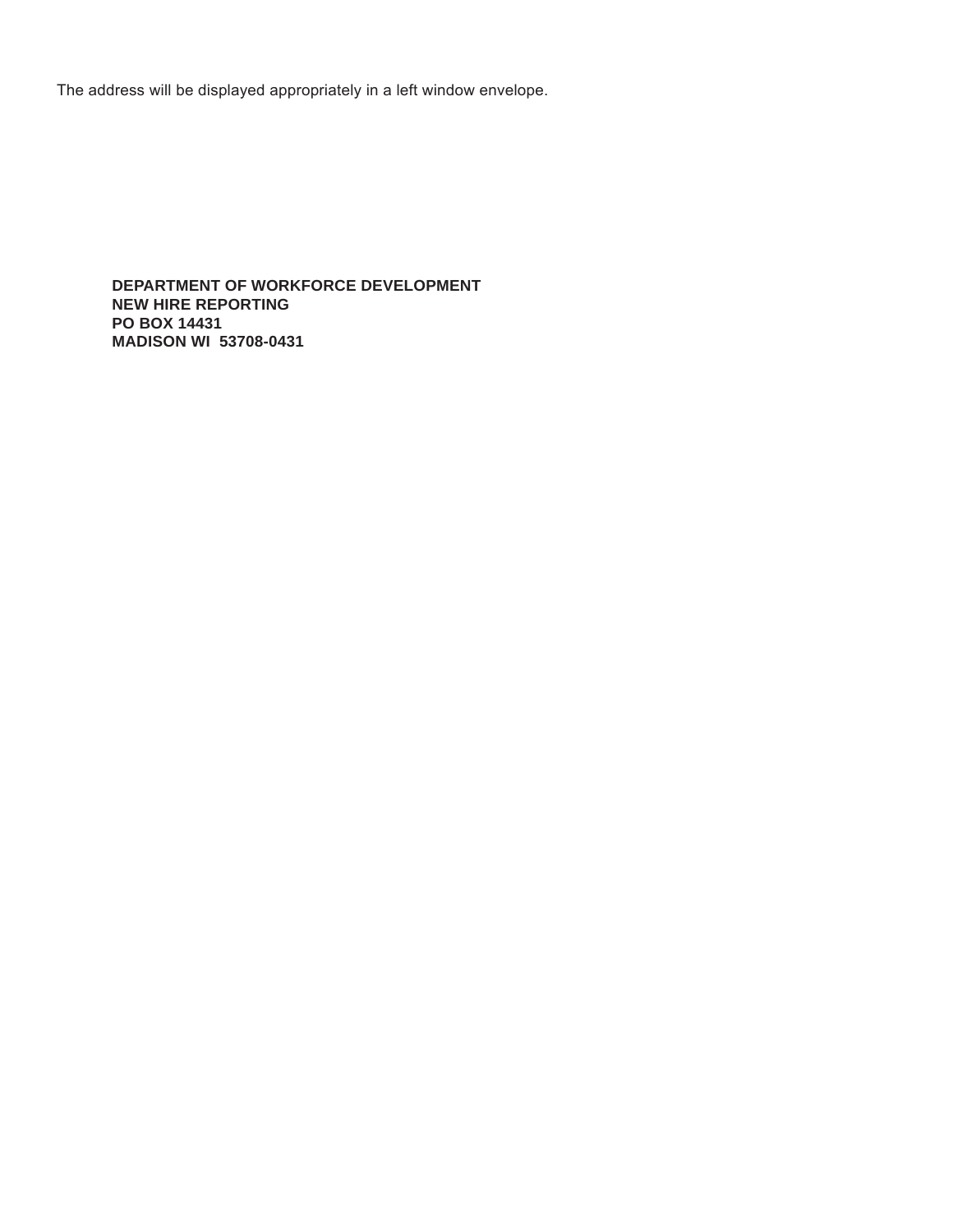The address will be displayed appropriately in a left window envelope.

**DEPARTMENT OF WORKFORCE DEVELOPMENT**
**NEW HIRE REPORTING**
**PO BOX 14431**
**MADISON WI  53708-0431**